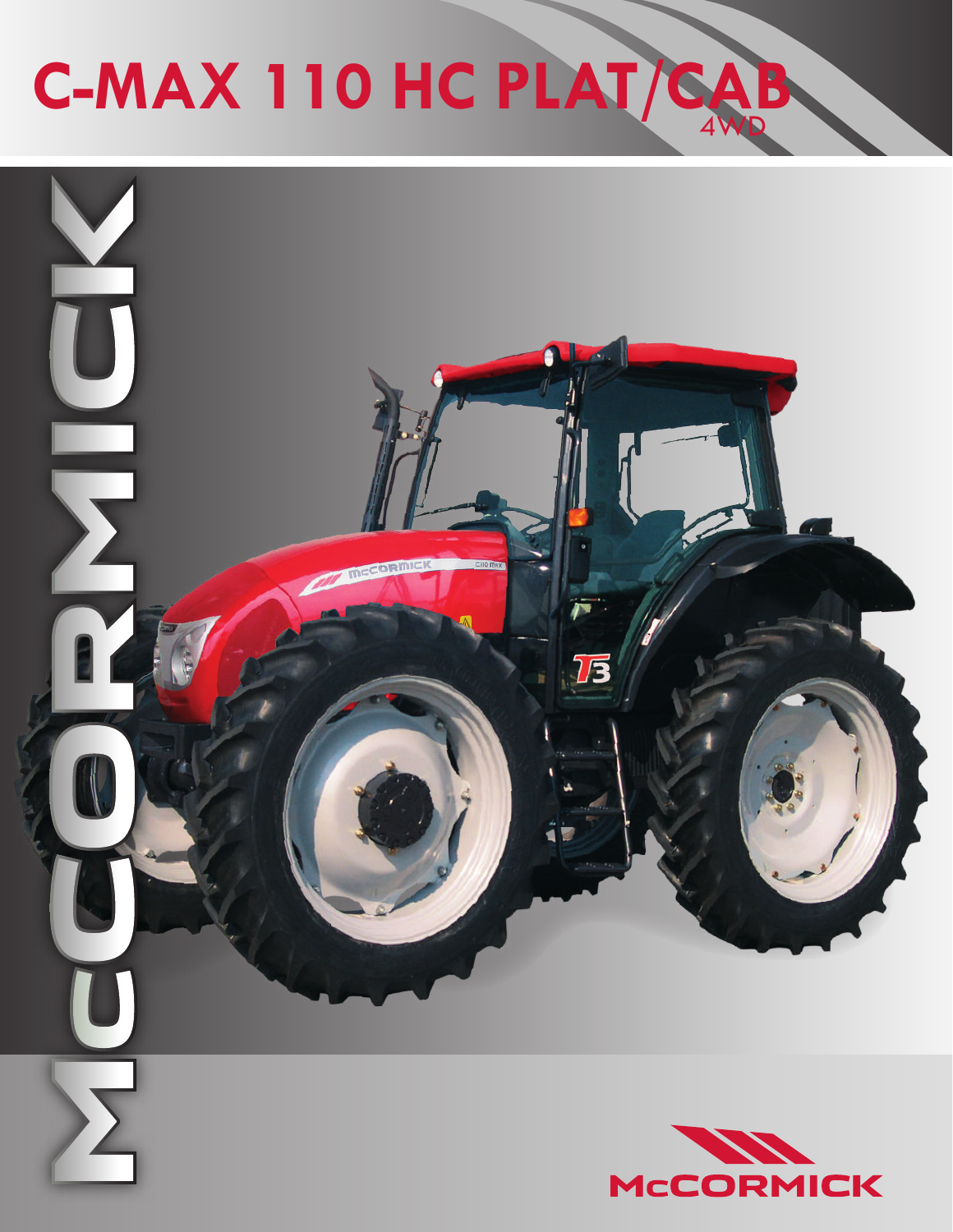# C-MAX 110 HC PLAT/CAB

4WD

MCCORMICK

McCORMICK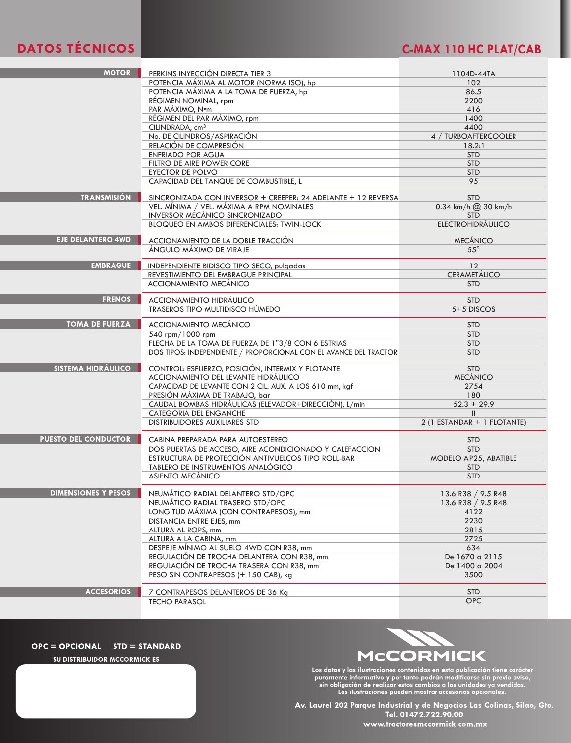# DATOS TÉCNICOS

## C-MAX 110 HC PLAT/CAB

| | | |
|---|---|---|
| **MOTOR** | PERKINS INYECCIÓN DIRECTA TIER 3 | 1104D-44TA |
| | POTENCIA MÁXIMA AL MOTOR (NORMA ISO), hp | 102 |
| | POTENCIA MÁXIMA A LA TOMA DE FUERZA, hp | 86.5 |
| | RÉGIMEN NOMINAL, rpm | 2200 |
| | PAR MÁXIMO, N•m | 416 |
| | RÉGIMEN DEL PAR MÁXIMO, rpm | 1400 |
| | CILINDRADA, $cm^3$ | 4400 |
| | No. DE CILINDROS/ASPIRACIÓN | 4 / TURBOAFTERCOOLER |
| | RELACIÓN DE COMPRESIÓN | 18.2:1 |
| | ENFRIADO POR AGUA | STD |
| | FILTRO DE AIRE POWER CORE | STD |
| | EYECTOR DE POLVO | STD |
| | CAPACIDAD DEL TANQUE DE COMBUSTIBLE, L | 95 |
| **TRANSMISIÓN** | SINCRONIZADA CON INVERSOR + CREEPER: 24 ADELANTE + 12 REVERSA | STD |
| | VEL. MÍNIMA / VEL. MÁXIMA A RPM NOMINALES | 0.34 km/h @ 30 km/h |
| | INVERSOR MECÁNICO SINCRONIZADO | STD |
| | BLOQUEO EN AMBOS DIFERENCIALES: TWIN-LOCK | ELECTROHIDRÁULICO |
| **EJE DELANTERO 4WD** | ACCIONAMIENTO DE LA DOBLE TRACCIÓN | MECÁNICO |
| | ÁNGULO MÁXIMO DE VIRAJE | 55° |
| **EMBRAGUE** | INDEPENDIENTE BIDISCO TIPO SECO, pulgadas | 12 |
| | REVESTIMIENTO DEL EMBRAGUE PRINCIPAL | CERAMETÁLICO |
| | ACCIONAMIENTO MECÁNICO | STD |
| **FRENOS** | ACCIONAMIENTO HIDRÁULICO | STD |
| | TRASEROS TIPO MULTIDISCO HÚMEDO | 5+5 DISCOS |
| **TOMA DE FUERZA** | ACCIONAMIENTO MECÁNICO | STD |
| | 540 rpm/1000 rpm | STD |
| | FLECHA DE LA TOMA DE FUERZA DE 1"3/8 CON 6 ESTRIAS | STD |
| | DOS TIPOS: INDEPENDIENTE / PROPORCIONAL CON EL AVANCE DEL TRACTOR | STD |
| **SISTEMA HIDRÁULICO** | CONTROL: ESFUERZO, POSICIÓN, INTERMIX Y FLOTANTE | STD |
| | ACCIONAMIENTO DEL LEVANTE HIDRÁULICO | MECÁNICO |
| | CAPACIDAD DE LEVANTE CON 2 CIL. AUX. A LOS 610 mm, kgf | 2754 |
| | PRESIÓN MÁXIMA DE TRABAJO, bar | 180 |
| | CAUDAL BOMBAS HIDRÁULICAS (ELEVADOR+DIRECCIÓN), L/min | 52.3 + 29.9 |
| | CATEGORIA DEL ENGANCHE | II |
| | DISTRIBUIDORES AUXILIARES STD | 2 (1 ESTANDAR + 1 FLOTANTE) |
| **PUESTO DEL CONDUCTOR** | CABINA PREPARADA PARA AUTOESTEREO | STD |
| | DOS PUERTAS DE ACCESO, AIRE ACONDICIONADO Y CALEFACCION | STD |
| | ESTRUCTURA DE PROTECCIÓN ANTIVUELCOS TIPO ROLL-BAR | MODELO AP25, ABATIBLE |
| | TABLERO DE INSTRUMENTOS ANALÓGICO | STD |
| | ASIENTO MECÁNICO | STD |
| **DIMENSIONES Y PESOS** | NEUMÁTICO RADIAL DELANTERO STD/OPC | 13.6 R38 / 9.5 R48 |
| | NEUMÁTICO RADIAL TRASERO STD/OPC | 13.6 R38 / 9.5 R48 |
| | LONGITUD MÁXIMA (CON CONTRAPESOS), mm | 4122 |
| | DISTANCIA ENTRE EJES, mm | 2230 |
| | ALTURA AL ROPS, mm | 2815 |
| | ALTURA A LA CABINA, mm | 2725 |
| | DESPEJE MÍNIMO AL SUELO 4WD CON R38, mm | 634 |
| | REGULACIÓN DE TROCHA DELANTERA CON R38, mm | De 1670 a 2115 |
| | REGULACIÓN DE TROCHA TRASERA CON R38, mm | De 1400 a 2004 |
| | PESO SIN CONTRAPESOS (+ 150 CAB), kg | 3500 |
| **ACCESORIOS** | 7 CONTRAPESOS DELANTEROS DE 36 Kg | STD |
| | TECHO PARASOL | OPC |

**OPC = OPCIONAL  STD = STANDARD**

**SU DISTRIBUIDOR MCCORMICK ES**

**McCORMICK**

Los datos y las ilustraciones contenidas en esta publicación tiene carácter puramente informativo y por tanto podrán modificarse sin previo aviso, sin obligación de realizar estos cambios a las unidades ya vendidas. Las ilustraciones pueden mostrar accesorios opcionales.

**Av. Laurel 202 Parque Industrial y de Negocios Las Colinas, Silao, Gto.**
**Tel. 01472.722.90.00**
**www.tractoresmccormick.com.mx**